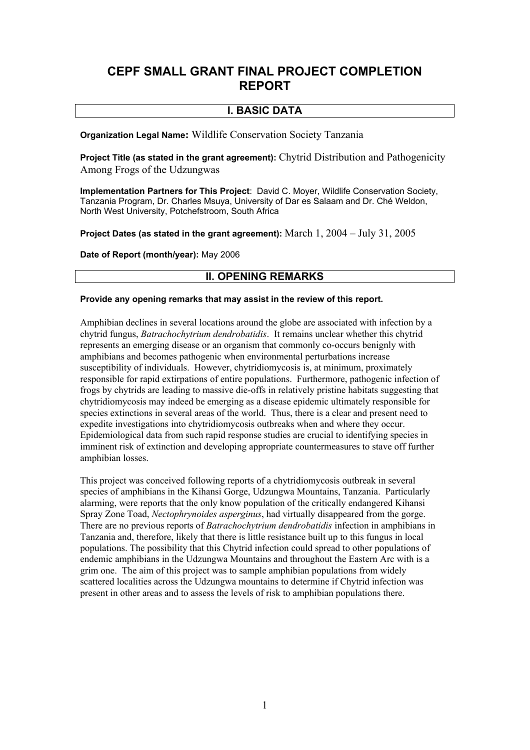# CEPF SMALL GRANT FINAL PROJECT COMPLETION REPORT

## I. BASIC DATA

**Organization Legal Name:** Wildlife Conservation Society Tanzania

**Project Title (as stated in the grant agreement):** Chytrid Distribution and Pathogenicity Among Frogs of the Udzungwas

**Implementation Partners for This Project**: David C. Moyer, Wildlife Conservation Society, Tanzania Program, Dr. Charles Msuya, University of Dar es Salaam and Dr. Ché Weldon, North West University, Potchefstroom, South Africa

**Project Dates (as stated in the grant agreement):** March 1, 2004 – July 31, 2005

**Date of Report (month/year):** May 2006

## II. OPENING REMARKS

**Provide any opening remarks that may assist in the review of this report.**

Amphibian declines in several locations around the globe are associated with infection by a chytrid fungus, *Batrachochytrium dendrobatidis*. It remains unclear whether this chytrid represents an emerging disease or an organism that commonly co-occurs benignly with amphibians and becomes pathogenic when environmental perturbations increase susceptibility of individuals. However, chytridiomycosis is, at minimum, proximately responsible for rapid extirpations of entire populations. Furthermore, pathogenic infection of frogs by chytrids are leading to massive die-offs in relatively pristine habitats suggesting that chytridiomycosis may indeed be emerging as a disease epidemic ultimately responsible for species extinctions in several areas of the world. Thus, there is a clear and present need to expedite investigations into chytridiomycosis outbreaks when and where they occur. Epidemiological data from such rapid response studies are crucial to identifying species in imminent risk of extinction and developing appropriate countermeasures to stave off further amphibian losses.

This project was conceived following reports of a chytridiomycosis outbreak in several species of amphibians in the Kihansi Gorge, Udzungwa Mountains, Tanzania. Particularly alarming, were reports that the only know population of the critically endangered Kihansi Spray Zone Toad, *Nectophrynoides asperginus*, had virtually disappeared from the gorge. There are no previous reports of *Batrachochytrium dendrobatidis* infection in amphibians in Tanzania and, therefore, likely that there is little resistance built up to this fungus in local populations. The possibility that this Chytrid infection could spread to other populations of endemic amphibians in the Udzungwa Mountains and throughout the Eastern Arc with is a grim one. The aim of this project was to sample amphibian populations from widely scattered localities across the Udzungwa mountains to determine if Chytrid infection was present in other areas and to assess the levels of risk to amphibian populations there.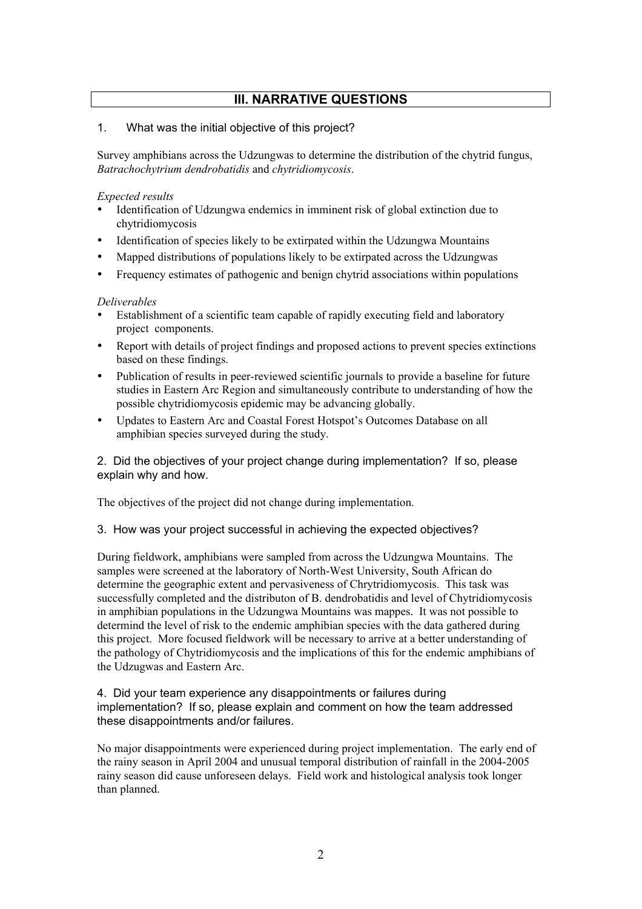## III. NARRATIVE QUESTIONS

1. What was the initial objective of this project?

Survey amphibians across the Udzungwas to determine the distribution of the chytrid fungus, *Batrachochytrium dendrobatidis* and *chytridiomycosis*.

*Expected results*

- Identification of Udzungwa endemics in imminent risk of global extinction due to chytridiomycosis
- Identification of species likely to be extirpated within the Udzungwa Mountains
- Mapped distributions of populations likely to be extirpated across the Udzungwas
- Frequency estimates of pathogenic and benign chytrid associations within populations

*Deliverables*

- Establishment of a scientific team capable of rapidly executing field and laboratory project components.
- Report with details of project findings and proposed actions to prevent species extinctions based on these findings.
- Publication of results in peer-reviewed scientific journals to provide a baseline for future studies in Eastern Arc Region and simultaneously contribute to understanding of how the possible chytridiomycosis epidemic may be advancing globally.
- Updates to Eastern Arc and Coastal Forest Hotspot's Outcomes Database on all amphibian species surveyed during the study.

2. Did the objectives of your project change during implementation? If so, please explain why and how.

The objectives of the project did not change during implementation.

3. How was your project successful in achieving the expected objectives?

During fieldwork, amphibians were sampled from across the Udzungwa Mountains. The samples were screened at the laboratory of North-West University, South African do determine the geographic extent and pervasiveness of Chrytridiomycosis. This task was successfully completed and the distributon of B. dendrobatidis and level of Chytridiomycosis in amphibian populations in the Udzungwa Mountains was mappes. It was not possible to determind the level of risk to the endemic amphibian species with the data gathered during this project. More focused fieldwork will be necessary to arrive at a better understanding of the pathology of Chytridiomycosis and the implications of this for the endemic amphibians of the Udzugwas and Eastern Arc.

4. Did your team experience any disappointments or failures during implementation? If so, please explain and comment on how the team addressed these disappointments and/or failures.

No major disappointments were experienced during project implementation. The early end of the rainy season in April 2004 and unusual temporal distribution of rainfall in the 2004-2005 rainy season did cause unforeseen delays. Field work and histological analysis took longer than planned.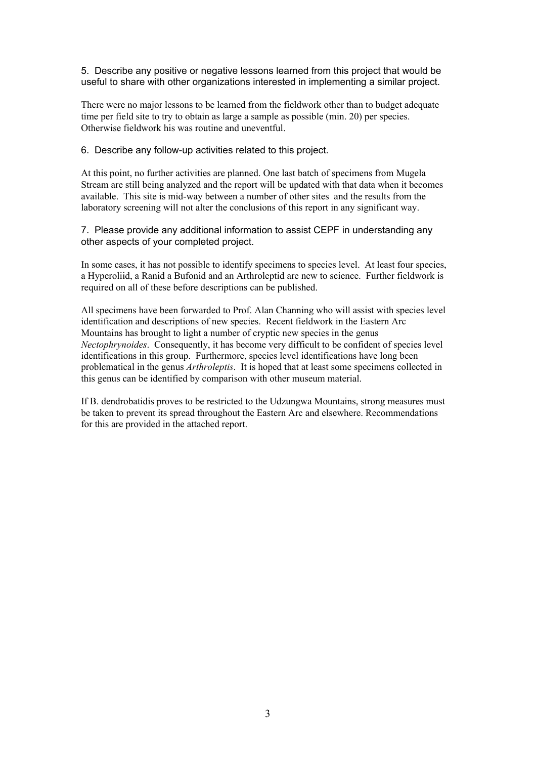5. Describe any positive or negative lessons learned from this project that would be useful to share with other organizations interested in implementing a similar project.

There were no major lessons to be learned from the fieldwork other than to budget adequate time per field site to try to obtain as large a sample as possible (min. 20) per species. Otherwise fieldwork his was routine and uneventful.

6. Describe any follow-up activities related to this project.

At this point, no further activities are planned. One last batch of specimens from Mugela Stream are still being analyzed and the report will be updated with that data when it becomes available. This site is mid-way between a number of other sites and the results from the laboratory screening will not alter the conclusions of this report in any significant way.

7. Please provide any additional information to assist CEPF in understanding any other aspects of your completed project.

In some cases, it has not possible to identify specimens to species level. At least four species, a Hyperoliid, a Ranid a Bufonid and an Arthroleptid are new to science. Further fieldwork is required on all of these before descriptions can be published.

All specimens have been forwarded to Prof. Alan Channing who will assist with species level identification and descriptions of new species. Recent fieldwork in the Eastern Arc Mountains has brought to light a number of cryptic new species in the genus *Nectophrynoides*. Consequently, it has become very difficult to be confident of species level identifications in this group. Furthermore, species level identifications have long been problematical in the genus *Arthroleptis*. It is hoped that at least some specimens collected in this genus can be identified by comparison with other museum material.

If B. dendrobatidis proves to be restricted to the Udzungwa Mountains, strong measures must be taken to prevent its spread throughout the Eastern Arc and elsewhere. Recommendations for this are provided in the attached report.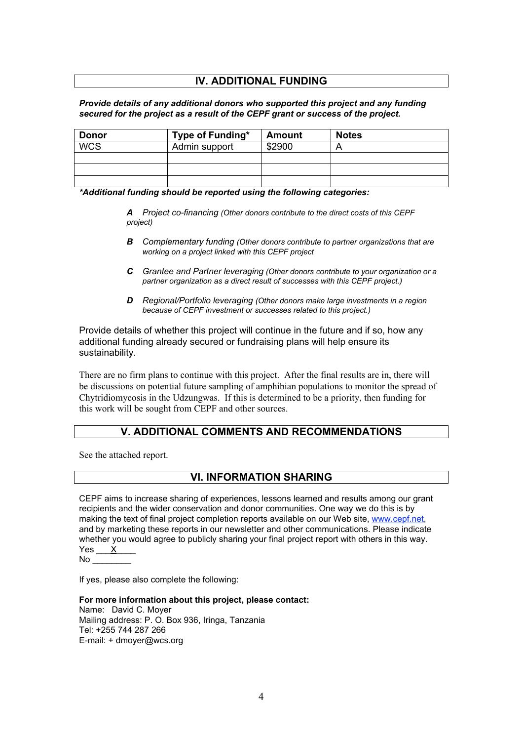## IV. ADDITIONAL FUNDING

***Provide details of any additional donors who supported this project and any funding secured for the project as a result of the CEPF grant or success of the project.***

| Donor | Type of Funding* | Amount | Notes |
|---|---|---|---|
| WCS | Admin support | $2900 | A |
| | | | |
| | | | |
| | | | |

***Additional funding should be reported using the following categories:***

> ***A*** *Project co-financing (Other donors contribute to the direct costs of this CEPF project)*
>
> ***B*** *Complementary funding (Other donors contribute to partner organizations that are working on a project linked with this CEPF project*
>
> ***C*** *Grantee and Partner leveraging (Other donors contribute to your organization or a partner organization as a direct result of successes with this CEPF project.)*
>
> ***D*** *Regional/Portfolio leveraging (Other donors make large investments in a region because of CEPF investment or successes related to this project.)*

Provide details of whether this project will continue in the future and if so, how any additional funding already secured or fundraising plans will help ensure its sustainability.

There are no firm plans to continue with this project. After the final results are in, there will be discussions on potential future sampling of amphibian populations to monitor the spread of Chytridiomycosis in the Udzungwas. If this is determined to be a priority, then funding for this work will be sought from CEPF and other sources.

## V. ADDITIONAL COMMENTS AND RECOMMENDATIONS

See the attached report.

## VI. INFORMATION SHARING

CEPF aims to increase sharing of experiences, lessons learned and results among our grant recipients and the wider conservation and donor communities. One way we do this is by making the text of final project completion reports available on our Web site, www.cepf.net, and by marketing these reports in our newsletter and other communications. Please indicate whether you would agree to publicly sharing your final project report with others in this way.

Yes ___X____
No ________

If yes, please also complete the following:

**For more information about this project, please contact:**
Name: David C. Moyer
Mailing address: P. O. Box 936, Iringa, Tanzania
Tel: +255 744 287 266
E-mail: + dmoyer@wcs.org